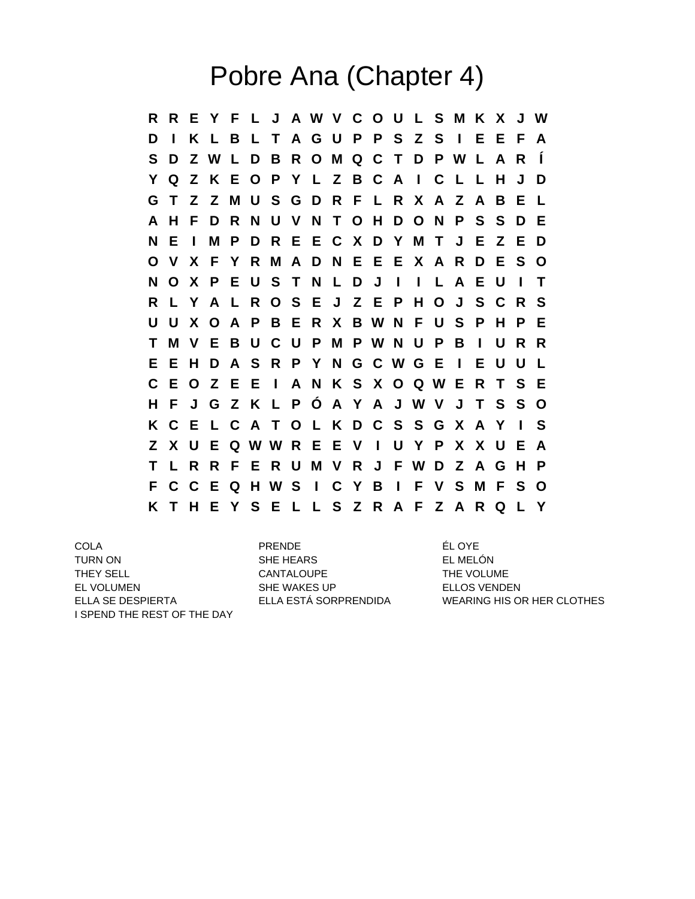# Pobre Ana (Chapter 4)

```
R R E Y F L J A W V C O U L S M K X J W
D I K L B L T A G U P P S Z S I E E F A
S D Z W L D B R O M Q C T D P W L A R Í
Y Q Z K E O P Y L Z B C A I C L L H J D
G T Z Z M U S G D R F L R X A Z A B E L
A H F D R N U V N T O H D O N P S S D E
N E I M P D R E E C X D Y M T J E Z E D
O V X F Y R M A D N E E E X A R D E S O
N O X P E U S T N L D J I I L A E U I T
R L Y A L R O S E J Z E P H O J S C R S
U U X O A P B E R X B W N F U S P H P E
T M V E B U C U P M P W N U P B I U R R
E E H D A S R P Y N G C W G E I E U U L
C E O Z E E I A N K S X O Q W E R T S E
H F J G Z K L P Ó A Y A J W V J T S S O
K C E L C A T O L K D C S S G X A Y I S
Z X U E Q W W R E E V I U Y P X X U E A
T L R R F E R U M V R J F W D Z A G H P
F C C E Q H W S I C Y B I F V S M F S O
K T H E Y S E L L S Z R A F Z A R Q L Y
```

COLA
TURN ON
THEY SELL
EL VOLUMEN
ELLA SE DESPIERTA
I SPEND THE REST OF THE DAY
PRENDE
SHE HEARS
CANTALOUPE
SHE WAKES UP
ELLA ESTÁ SORPRENDIDA
ÉL OYE
EL MELÓN
THE VOLUME
ELLOS VENDEN
WEARING HIS OR HER CLOTHES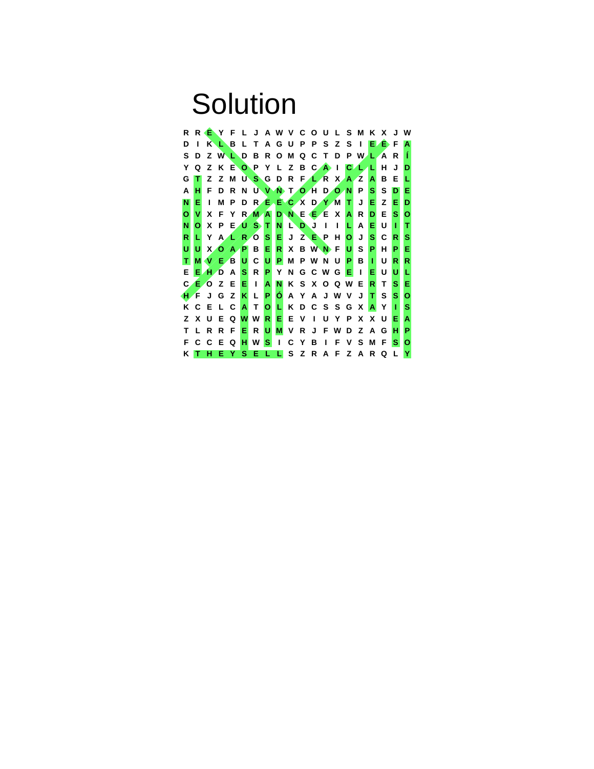# Solution

| | | | | | | | | | | | | | | | | | | | |
|---|---|---|---|---|---|---|---|---|---|---|---|---|---|---|---|---|---|---|---|
| R | R | E | Y | F | L | J | A | W | V | C | O | U | L | S | M | K | X | J | W |
| D | I | K | L | B | L | T | A | G | U | P | P | S | Z | S | I | E | E | F | A |
| S | D | Z | W | L | D | B | R | O | M | Q | C | T | D | P | W | L | A | R | Í |
| Y | Q | Z | K | E | O | P | Y | L | Z | B | C | A | I | C | L | L | H | J | D |
| G | T | Z | Z | M | U | S | G | D | R | F | L | R | X | A | Z | A | B | E | L |
| A | H | F | D | R | N | U | V | N | T | O | H | D | O | N | P | S | S | D | E |
| N | E | I | M | P | D | R | E | E | C | X | D | Y | M | T | J | E | Z | E | D |
| O | V | X | F | Y | R | M | A | D | N | E | E | E | X | A | R | D | E | S | O |
| N | O | X | P | E | U | S | T | N | L | D | J | I | I | L | A | E | U | I | T |
| R | L | Y | A | L | R | O | S | E | J | Z | E | P | H | O | J | S | C | R | S |
| U | U | X | O | A | P | B | E | R | X | B | W | N | F | U | S | P | H | P | E |
| T | M | V | E | B | U | C | U | P | M | P | W | N | U | P | B | I | U | R | R |
| E | E | H | D | A | S | R | P | Y | N | G | C | W | G | E | I | E | U | U | L |
| C | E | O | Z | E | E | I | A | N | K | S | X | O | Q | W | E | R | T | S | E |
| H | F | J | G | Z | K | L | P | Ó | A | Y | A | J | W | V | J | T | S | S | O |
| K | C | E | L | C | A | T | O | L | K | D | C | S | S | G | X | A | Y | I | S |
| Z | X | U | E | Q | W | W | R | E | E | V | I | U | Y | P | X | X | U | E | A |
| T | L | R | R | F | E | R | U | M | V | R | J | F | W | D | Z | A | G | H | P |
| F | C | C | E | Q | H | W | S | I | C | Y | B | I | F | V | S | M | F | S | O |
| K | T | H | E | Y | S | E | L | L | S | Z | R | A | F | Z | A | R | Q | L | Y |